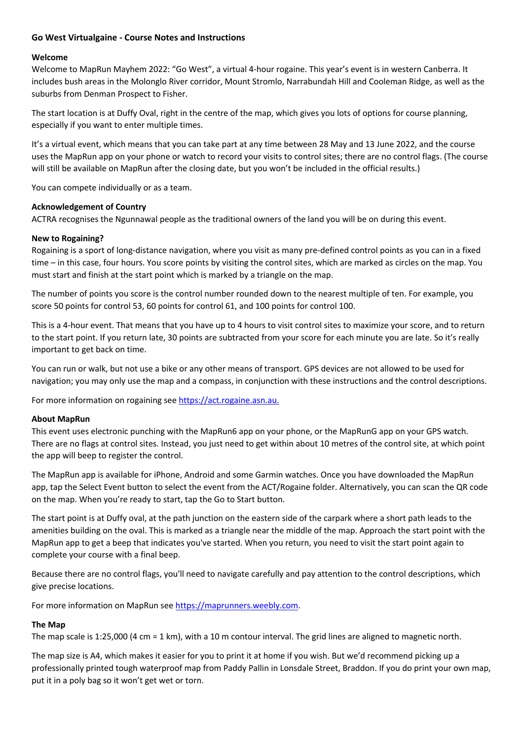# Go West Virtualgaine - Course Notes and Instructions

## Welcome

Welcome to MapRun Mayhem 2022: "Go West", a virtual 4-hour rogaine. This year's event is in western Canberra. It includes bush areas in the Molonglo River corridor, Mount Stromlo, Narrabundah Hill and Cooleman Ridge, as well as the suburbs from Denman Prospect to Fisher.

The start location is at Duffy Oval, right in the centre of the map, which gives you lots of options for course planning, especially if you want to enter multiple times.

It's a virtual event, which means that you can take part at any time between 28 May and 13 June 2022, and the course uses the MapRun app on your phone or watch to record your visits to control sites; there are no control flags. (The course will still be available on MapRun after the closing date, but you won't be included in the official results.)

You can compete individually or as a team.

## Acknowledgement of Country

ACTRA recognises the Ngunnawal people as the traditional owners of the land you will be on during this event.

## New to Rogaining?

Rogaining is a sport of long-distance navigation, where you visit as many pre-defined control points as you can in a fixed time – in this case, four hours. You score points by visiting the control sites, which are marked as circles on the map. You must start and finish at the start point which is marked by a triangle on the map.

The number of points you score is the control number rounded down to the nearest multiple of ten. For example, you score 50 points for control 53, 60 points for control 61, and 100 points for control 100.

This is a 4-hour event. That means that you have up to 4 hours to visit control sites to maximize your score, and to return to the start point. If you return late, 30 points are subtracted from your score for each minute you are late. So it's really important to get back on time.

You can run or walk, but not use a bike or any other means of transport. GPS devices are not allowed to be used for navigation; you may only use the map and a compass, in conjunction with these instructions and the control descriptions.

For more information on rogaining see [https://act.rogaine.asn.au.](https://act.rogaine.asn.au)

## About MapRun

This event uses electronic punching with the MapRun6 app on your phone, or the MapRunG app on your GPS watch. There are no flags at control sites. Instead, you just need to get within about 10 metres of the control site, at which point the app will beep to register the control.

The MapRun app is available for iPhone, Android and some Garmin watches. Once you have downloaded the MapRun app, tap the Select Event button to select the event from the ACT/Rogaine folder. Alternatively, you can scan the QR code on the map. When you're ready to start, tap the Go to Start button.

The start point is at Duffy oval, at the path junction on the eastern side of the carpark where a short path leads to the amenities building on the oval. This is marked as a triangle near the middle of the map. Approach the start point with the MapRun app to get a beep that indicates you've started. When you return, you need to visit the start point again to complete your course with a final beep.

Because there are no control flags, you'll need to navigate carefully and pay attention to the control descriptions, which give precise locations.

For more information on MapRun see [https://maprunners.weebly.com](https://maprunners.weebly.com).

## The Map

The map scale is 1:25,000 (4 cm = 1 km), with a 10 m contour interval. The grid lines are aligned to magnetic north.

The map size is A4, which makes it easier for you to print it at home if you wish. But we'd recommend picking up a professionally printed tough waterproof map from Paddy Pallin in Lonsdale Street, Braddon. If you do print your own map, put it in a poly bag so it won't get wet or torn.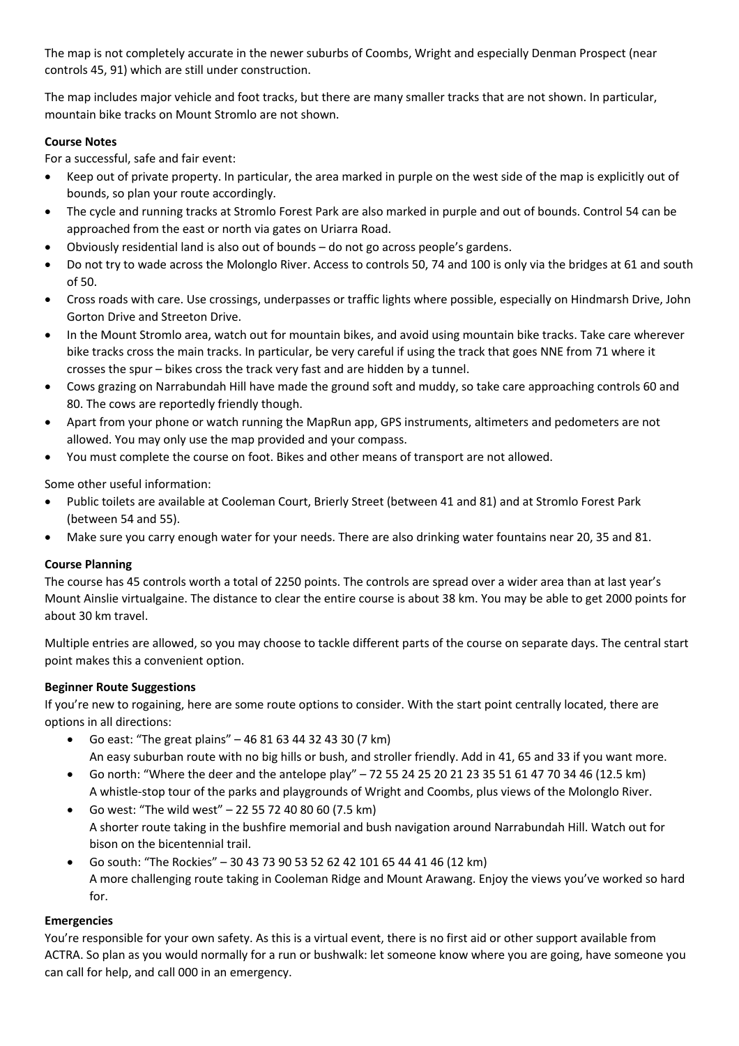The map is not completely accurate in the newer suburbs of Coombs, Wright and especially Denman Prospect (near controls 45, 91) which are still under construction.

The map includes major vehicle and foot tracks, but there are many smaller tracks that are not shown. In particular, mountain bike tracks on Mount Stromlo are not shown.

**Course Notes**

For a successful, safe and fair event:

- Keep out of private property. In particular, the area marked in purple on the west side of the map is explicitly out of bounds, so plan your route accordingly.
- The cycle and running tracks at Stromlo Forest Park are also marked in purple and out of bounds. Control 54 can be approached from the east or north via gates on Uriarra Road.
- Obviously residential land is also out of bounds – do not go across people's gardens.
- Do not try to wade across the Molonglo River. Access to controls 50, 74 and 100 is only via the bridges at 61 and south of 50.
- Cross roads with care. Use crossings, underpasses or traffic lights where possible, especially on Hindmarsh Drive, John Gorton Drive and Streeton Drive.
- In the Mount Stromlo area, watch out for mountain bikes, and avoid using mountain bike tracks. Take care wherever bike tracks cross the main tracks. In particular, be very careful if using the track that goes NNE from 71 where it crosses the spur – bikes cross the track very fast and are hidden by a tunnel.
- Cows grazing on Narrabundah Hill have made the ground soft and muddy, so take care approaching controls 60 and 80. The cows are reportedly friendly though.
- Apart from your phone or watch running the MapRun app, GPS instruments, altimeters and pedometers are not allowed. You may only use the map provided and your compass.
- You must complete the course on foot. Bikes and other means of transport are not allowed.

Some other useful information:

- Public toilets are available at Cooleman Court, Brierly Street (between 41 and 81) and at Stromlo Forest Park (between 54 and 55).
- Make sure you carry enough water for your needs. There are also drinking water fountains near 20, 35 and 81.

**Course Planning**

The course has 45 controls worth a total of 2250 points. The controls are spread over a wider area than at last year's Mount Ainslie virtualgaine. The distance to clear the entire course is about 38 km. You may be able to get 2000 points for about 30 km travel.

Multiple entries are allowed, so you may choose to tackle different parts of the course on separate days. The central start point makes this a convenient option.

**Beginner Route Suggestions**

If you're new to rogaining, here are some route options to consider. With the start point centrally located, there are options in all directions:

- Go east: "The great plains" – 46 81 63 44 32 43 30 (7 km)
  An easy suburban route with no big hills or bush, and stroller friendly. Add in 41, 65 and 33 if you want more.
- Go north: "Where the deer and the antelope play" – 72 55 24 25 20 21 23 35 51 61 47 70 34 46 (12.5 km)
  A whistle-stop tour of the parks and playgrounds of Wright and Coombs, plus views of the Molonglo River.
- Go west: "The wild west" – 22 55 72 40 80 60 (7.5 km)
  A shorter route taking in the bushfire memorial and bush navigation around Narrabundah Hill. Watch out for bison on the bicentennial trail.
- Go south: "The Rockies" – 30 43 73 90 53 52 62 42 101 65 44 41 46 (12 km)
  A more challenging route taking in Cooleman Ridge and Mount Arawang. Enjoy the views you've worked so hard for.

**Emergencies**

You're responsible for your own safety. As this is a virtual event, there is no first aid or other support available from ACTRA. So plan as you would normally for a run or bushwalk: let someone know where you are going, have someone you can call for help, and call 000 in an emergency.